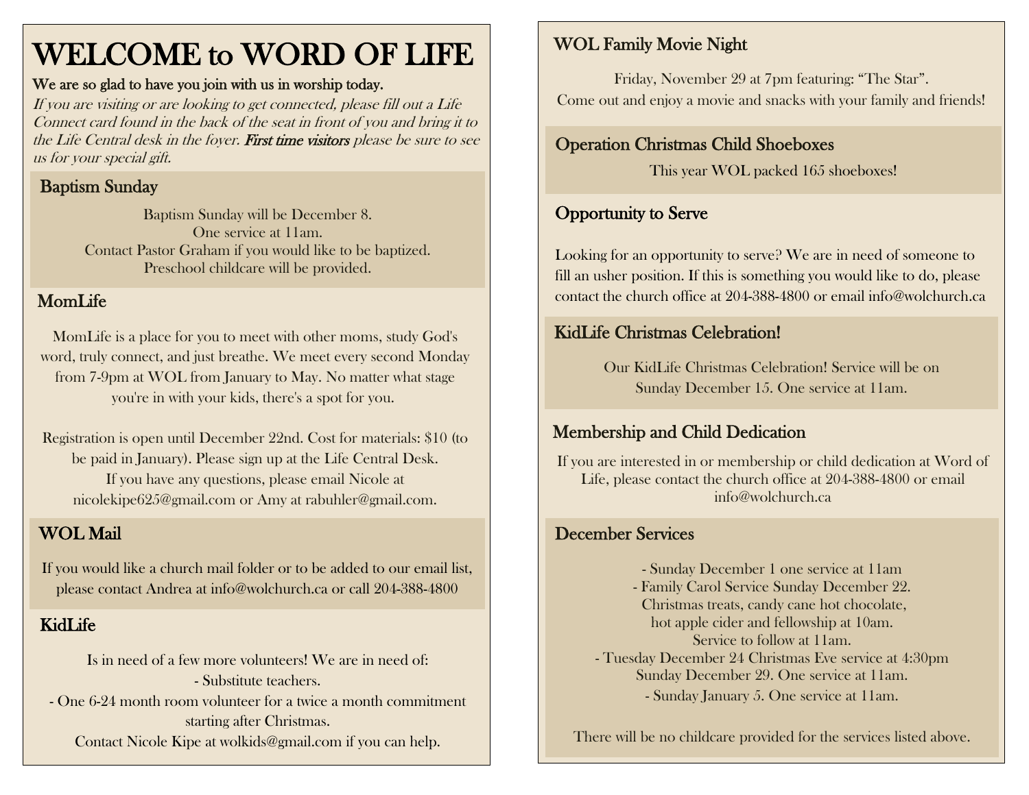# WELCOME to WORD OF LIFE

We are so glad to have you join with us in worship today.

*If you are visiting or are looking to get connected, please fill out a Life Connect card found in the back of the seat in front of you and bring it to the Life Central desk in the foyer.* First time visitors *please be sure to see us for your special gift.*

## Baptism Sunday

Baptism Sunday will be December 8.
One service at 11am.
Contact Pastor Graham if you would like to be baptized.
Preschool childcare will be provided.

## MomLife

MomLife is a place for you to meet with other moms, study God's word, truly connect, and just breathe. We meet every second Monday from 7-9pm at WOL from January to May. No matter what stage you're in with your kids, there's a spot for you.

Registration is open until December 22nd. Cost for materials: $10 (to be paid in January). Please sign up at the Life Central Desk.
If you have any questions, please email Nicole at nicolekipe625@gmail.com or Amy at rabuhler@gmail.com.

## WOL Mail

If you would like a church mail folder or to be added to our email list, please contact Andrea at info@wolchurch.ca or call 204-388-4800

## KidLife

Is in need of a few more volunteers! We are in need of:

- Substitute teachers.
- One 6-24 month room volunteer for a twice a month commitment starting after Christmas.

Contact Nicole Kipe at wolkids@gmail.com if you can help.

## WOL Family Movie Night

Friday, November 29 at 7pm featuring: "The Star".
Come out and enjoy a movie and snacks with your family and friends!

## Operation Christmas Child Shoeboxes

This year WOL packed 165 shoeboxes!

## Opportunity to Serve

Looking for an opportunity to serve? We are in need of someone to fill an usher position. If this is something you would like to do, please contact the church office at 204-388-4800 or email info@wolchurch.ca

## KidLife Christmas Celebration!

Our KidLife Christmas Celebration! Service will be on Sunday December 15. One service at 11am.

## Membership and Child Dedication

If you are interested in or membership or child dedication at Word of Life, please contact the church office at 204-388-4800 or email info@wolchurch.ca

## December Services

- Sunday December 1 one service at 11am
- Family Carol Service Sunday December 22. Christmas treats, candy cane hot chocolate, hot apple cider and fellowship at 10am. Service to follow at 11am.
- Tuesday December 24 Christmas Eve service at 4:30pm Sunday December 29. One service at 11am.
- Sunday January 5. One service at 11am.

There will be no childcare provided for the services listed above.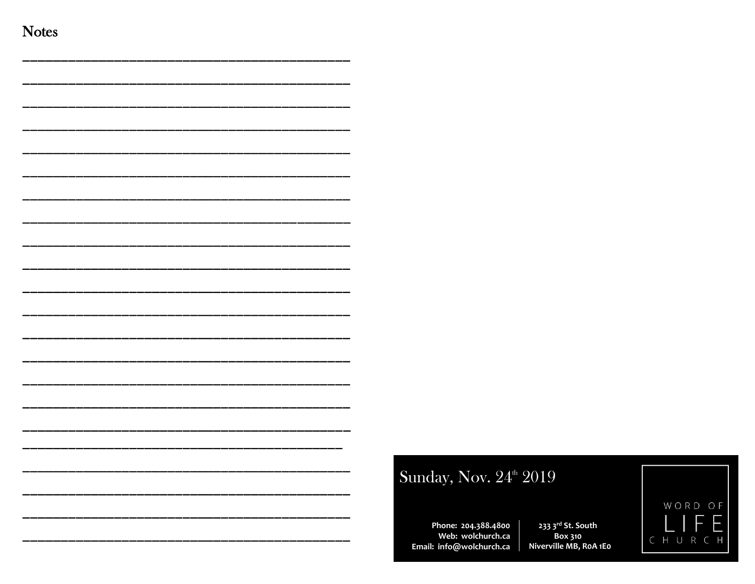## Notes

______________________________________________

______________________________________________

______________________________________________

______________________________________________

______________________________________________

______________________________________________

______________________________________________

______________________________________________

______________________________________________

______________________________________________

______________________________________________

______________________________________________

______________________________________________

______________________________________________

______________________________________________

______________________________________________

______________________________________________

______________________________________________

______________________________________________

______________________________________________

______________________________________________

______________________________________________

Sunday, Nov. 24th 2019

Phone: 204.388.4800
Web: wolchurch.ca
Email: info@wolchurch.ca

233 3rd St. South
Box 310
Niverville MB, R0A 1E0

WORD OF
LIFE
CHURCH